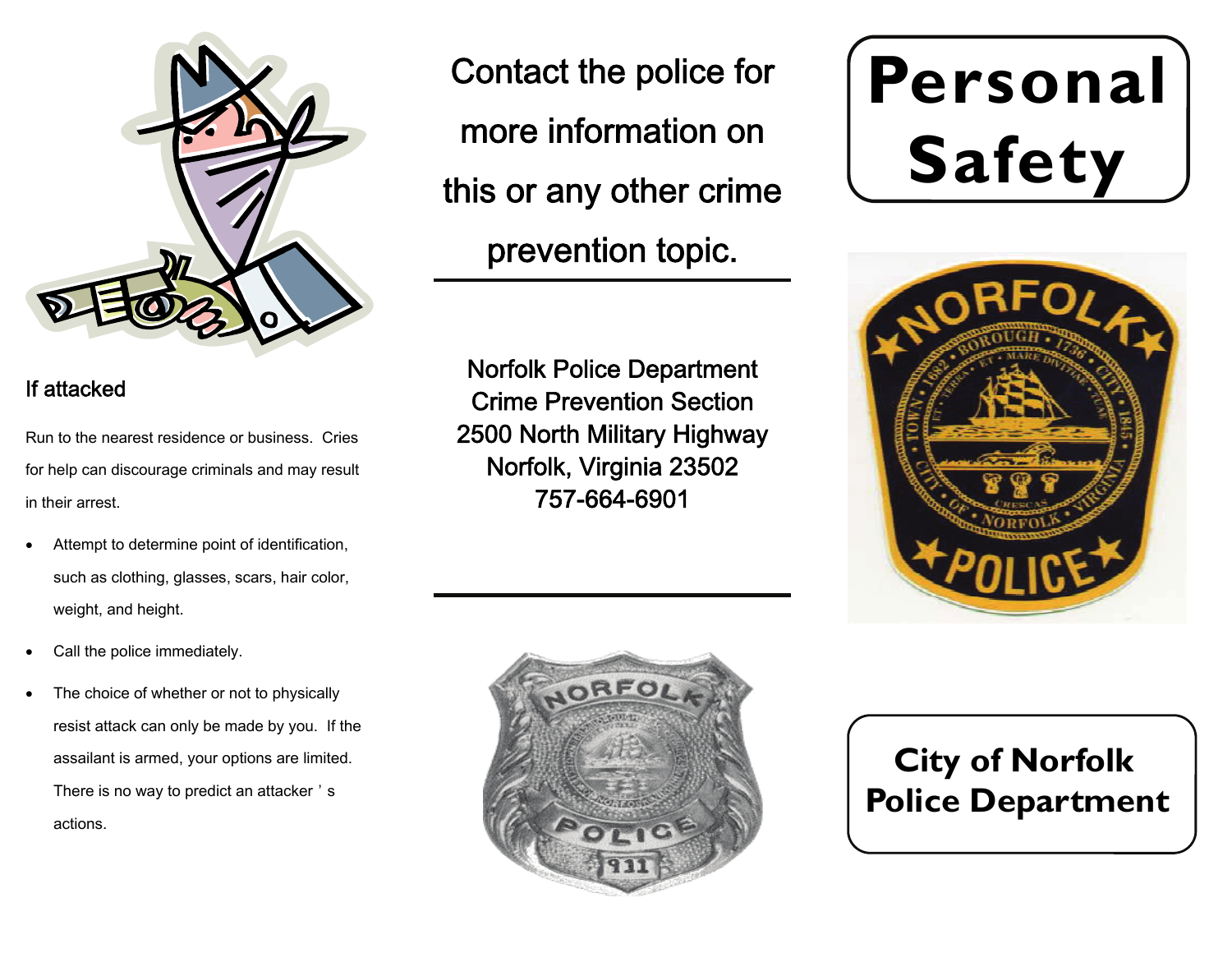## If attacked

Run to the nearest residence or business. Cries for help can discourage criminals and may result in their arrest.

- Attempt to determine point of identification, such as clothing, glasses, scars, hair color, weight, and height.
- Call the police immediately.
- The choice of whether or not to physically resist attack can only be made by you. If the assailant is armed, your options are limited. There is no way to predict an attacker's actions.

Contact the police for more information on this or any other crime prevention topic.

Norfolk Police Department
Crime Prevention Section
2500 North Military Highway
Norfolk, Virginia 23502
757-664-6901

# Personal Safety

## City of Norfolk Police Department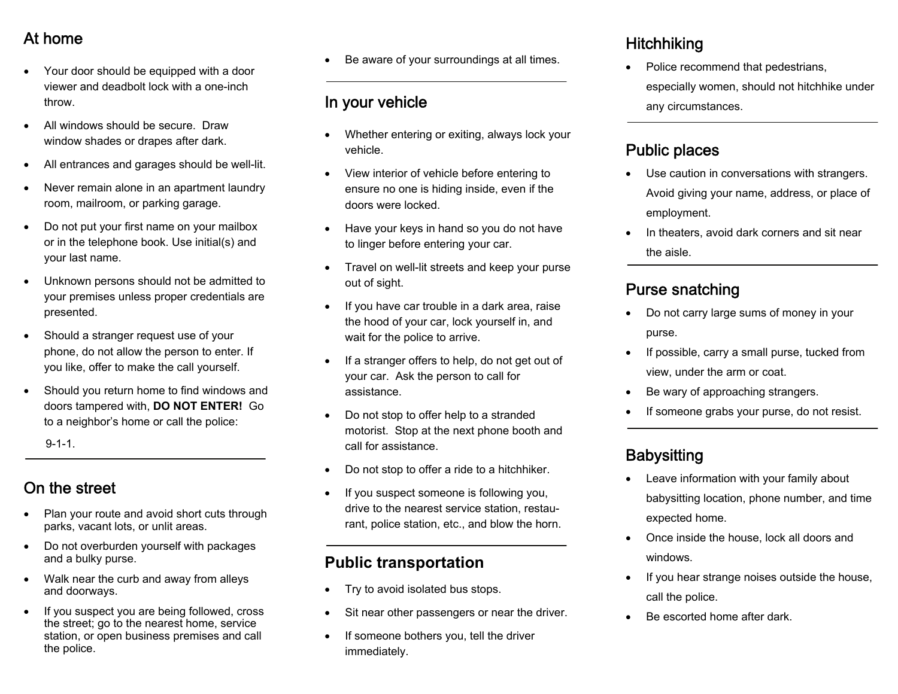## At home

- Your door should be equipped with a door viewer and deadbolt lock with a one-inch throw.
- All windows should be secure. Draw window shades or drapes after dark.
- All entrances and garages should be well-lit.
- Never remain alone in an apartment laundry room, mailroom, or parking garage.
- Do not put your first name on your mailbox or in the telephone book. Use initial(s) and your last name.
- Unknown persons should not be admitted to your premises unless proper credentials are presented.
- Should a stranger request use of your phone, do not allow the person to enter. If you like, offer to make the call yourself.
- Should you return home to find windows and doors tampered with, **DO NOT ENTER!** Go to a neighbor's home or call the police: 9-1-1.

## On the street

- Plan your route and avoid short cuts through parks, vacant lots, or unlit areas.
- Do not overburden yourself with packages and a bulky purse.
- Walk near the curb and away from alleys and doorways.
- If you suspect you are being followed, cross the street; go to the nearest home, service station, or open business premises and call the police.
- Be aware of your surroundings at all times.

## In your vehicle

- Whether entering or exiting, always lock your vehicle.
- View interior of vehicle before entering to ensure no one is hiding inside, even if the doors were locked.
- Have your keys in hand so you do not have to linger before entering your car.
- Travel on well-lit streets and keep your purse out of sight.
- If you have car trouble in a dark area, raise the hood of your car, lock yourself in, and wait for the police to arrive.
- If a stranger offers to help, do not get out of your car. Ask the person to call for assistance.
- Do not stop to offer help to a stranded motorist. Stop at the next phone booth and call for assistance.
- Do not stop to offer a ride to a hitchhiker.
- If you suspect someone is following you, drive to the nearest service station, restaurant, police station, etc., and blow the horn.

## Public transportation

- Try to avoid isolated bus stops.
- Sit near other passengers or near the driver.
- If someone bothers you, tell the driver immediately.

## Hitchhiking

- Police recommend that pedestrians, especially women, should not hitchhike under any circumstances.

## Public places

- Use caution in conversations with strangers. Avoid giving your name, address, or place of employment.
- In theaters, avoid dark corners and sit near the aisle.

## Purse snatching

- Do not carry large sums of money in your purse.
- If possible, carry a small purse, tucked from view, under the arm or coat.
- Be wary of approaching strangers.
- If someone grabs your purse, do not resist.

## Babysitting

- Leave information with your family about babysitting location, phone number, and time expected home.
- Once inside the house, lock all doors and windows.
- If you hear strange noises outside the house, call the police.
- Be escorted home after dark.